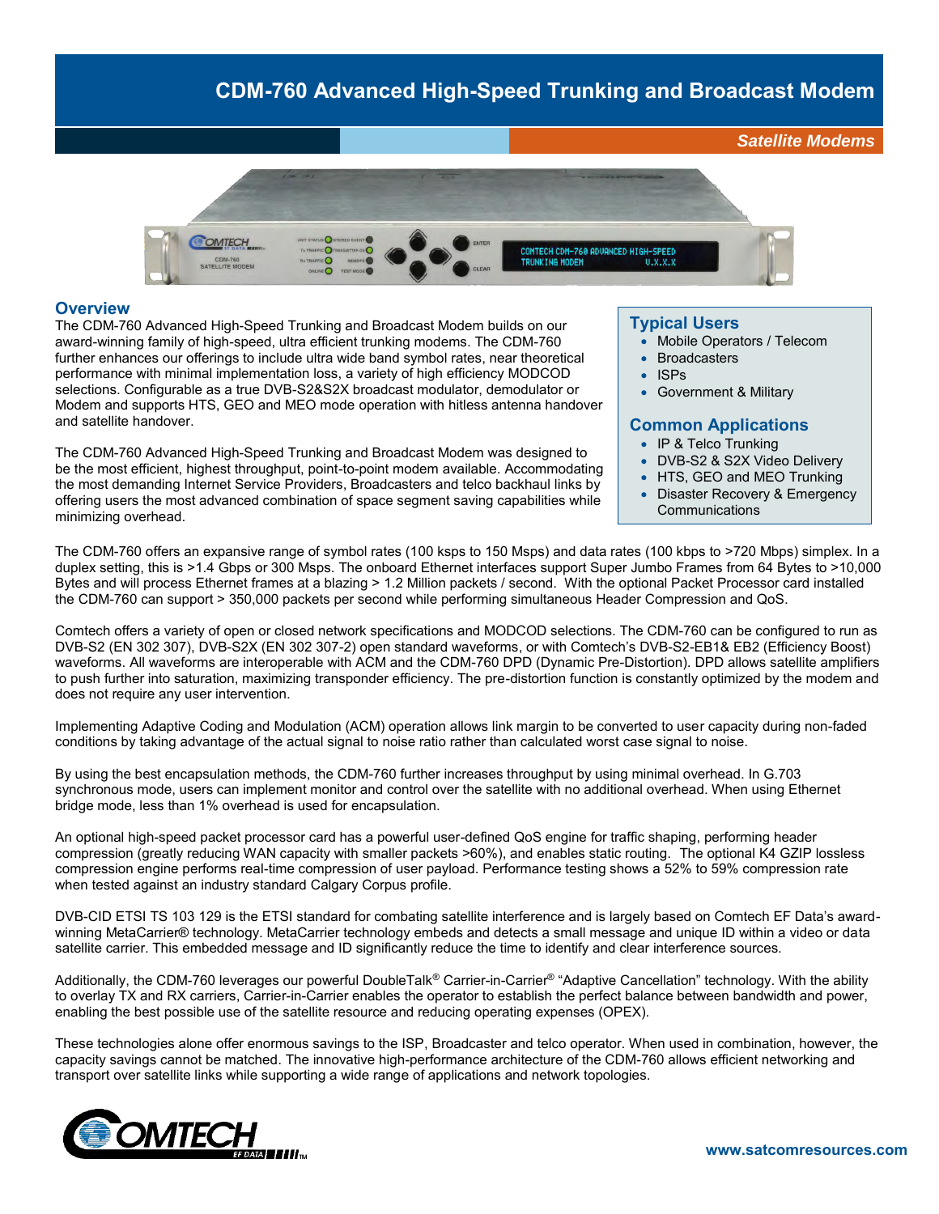# CDM-760 Advanced High-Speed Trunking and Broadcast Modem

*Satellite Modems*

## Overview

The CDM-760 Advanced High-Speed Trunking and Broadcast Modem builds on our award-winning family of high-speed, ultra efficient trunking modems. The CDM-760 further enhances our offerings to include ultra wide band symbol rates, near theoretical performance with minimal implementation loss, a variety of high efficiency MODCOD selections. Configurable as a true DVB-S2&S2X broadcast modulator, demodulator or Modem and supports HTS, GEO and MEO mode operation with hitless antenna handover and satellite handover.

The CDM-760 Advanced High-Speed Trunking and Broadcast Modem was designed to be the most efficient, highest throughput, point-to-point modem available. Accommodating the most demanding Internet Service Providers, Broadcasters and telco backhaul links by offering users the most advanced combination of space segment saving capabilities while minimizing overhead.

### Typical Users

- Mobile Operators / Telecom
- Broadcasters
- ISPs
- Government & Military

### Common Applications

- IP & Telco Trunking
- DVB-S2 & S2X Video Delivery
- HTS, GEO and MEO Trunking
- Disaster Recovery & Emergency Communications

The CDM-760 offers an expansive range of symbol rates (100 ksps to 150 Msps) and data rates (100 kbps to >720 Mbps) simplex. In a duplex setting, this is >1.4 Gbps or 300 Msps. The onboard Ethernet interfaces support Super Jumbo Frames from 64 Bytes to >10,000 Bytes and will process Ethernet frames at a blazing > 1.2 Million packets / second. With the optional Packet Processor card installed the CDM-760 can support > 350,000 packets per second while performing simultaneous Header Compression and QoS.

Comtech offers a variety of open or closed network specifications and MODCOD selections. The CDM-760 can be configured to run as DVB-S2 (EN 302 307), DVB-S2X (EN 302 307-2) open standard waveforms, or with Comtech's DVB-S2-EB1& EB2 (Efficiency Boost) waveforms. All waveforms are interoperable with ACM and the CDM-760 DPD (Dynamic Pre-Distortion). DPD allows satellite amplifiers to push further into saturation, maximizing transponder efficiency. The pre-distortion function is constantly optimized by the modem and does not require any user intervention.

Implementing Adaptive Coding and Modulation (ACM) operation allows link margin to be converted to user capacity during non-faded conditions by taking advantage of the actual signal to noise ratio rather than calculated worst case signal to noise.

By using the best encapsulation methods, the CDM-760 further increases throughput by using minimal overhead. In G.703 synchronous mode, users can implement monitor and control over the satellite with no additional overhead. When using Ethernet bridge mode, less than 1% overhead is used for encapsulation.

An optional high-speed packet processor card has a powerful user-defined QoS engine for traffic shaping, performing header compression (greatly reducing WAN capacity with smaller packets >60%), and enables static routing. The optional K4 GZIP lossless compression engine performs real-time compression of user payload. Performance testing shows a 52% to 59% compression rate when tested against an industry standard Calgary Corpus profile.

DVB-CID ETSI TS 103 129 is the ETSI standard for combating satellite interference and is largely based on Comtech EF Data's award-winning MetaCarrier® technology. MetaCarrier technology embeds and detects a small message and unique ID within a video or data satellite carrier. This embedded message and ID significantly reduce the time to identify and clear interference sources.

Additionally, the CDM-760 leverages our powerful DoubleTalk® Carrier-in-Carrier® "Adaptive Cancellation" technology. With the ability to overlay TX and RX carriers, Carrier-in-Carrier enables the operator to establish the perfect balance between bandwidth and power, enabling the best possible use of the satellite resource and reducing operating expenses (OPEX).

These technologies alone offer enormous savings to the ISP, Broadcaster and telco operator. When used in combination, however, the capacity savings cannot be matched. The innovative high-performance architecture of the CDM-760 allows efficient networking and transport over satellite links while supporting a wide range of applications and network topologies.

www.satcomresources.com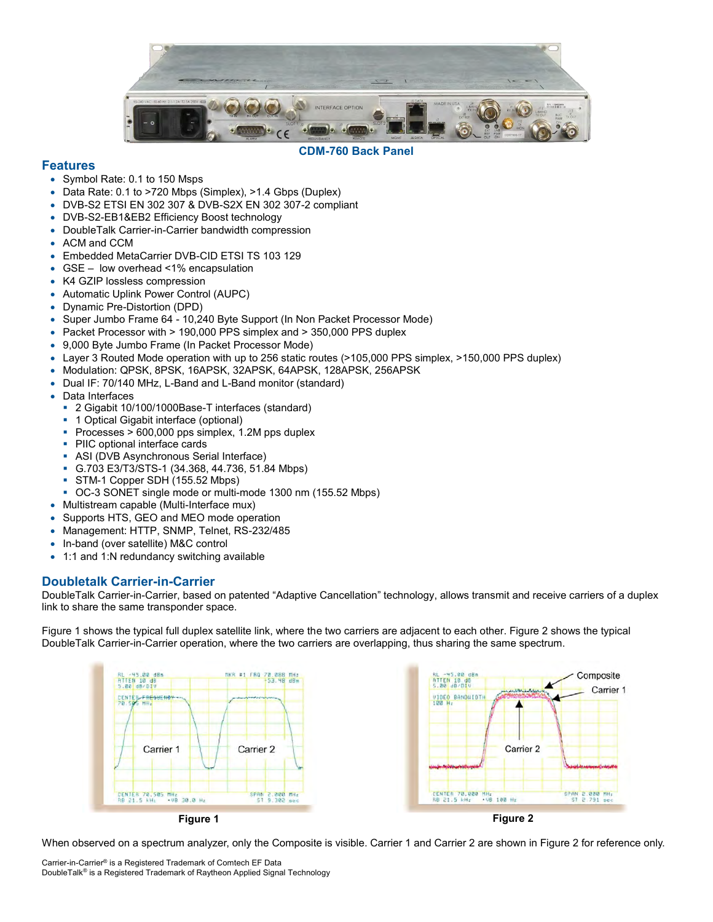CDM-760 Back Panel

## Features

- Symbol Rate: 0.1 to 150 Msps
- Data Rate: 0.1 to >720 Mbps (Simplex), >1.4 Gbps (Duplex)
- DVB-S2 ETSI EN 302 307 & DVB-S2X EN 302 307-2 compliant
- DVB-S2-EB1&EB2 Efficiency Boost technology
- DoubleTalk Carrier-in-Carrier bandwidth compression
- ACM and CCM
- Embedded MetaCarrier DVB-CID ETSI TS 103 129
- GSE – low overhead <1% encapsulation
- K4 GZIP lossless compression
- Automatic Uplink Power Control (AUPC)
- Dynamic Pre-Distortion (DPD)
- Super Jumbo Frame 64 - 10,240 Byte Support (In Non Packet Processor Mode)
- Packet Processor with > 190,000 PPS simplex and > 350,000 PPS duplex
- 9,000 Byte Jumbo Frame (In Packet Processor Mode)
- Layer 3 Routed Mode operation with up to 256 static routes (>105,000 PPS simplex, >150,000 PPS duplex)
- Modulation: QPSK, 8PSK, 16APSK, 32APSK, 64APSK, 128APSK, 256APSK
- Dual IF: 70/140 MHz, L-Band and L-Band monitor (standard)
- Data Interfaces
  - 2 Gigabit 10/100/1000Base-T interfaces (standard)
  - 1 Optical Gigabit interface (optional)
  - Processes > 600,000 pps simplex, 1.2M pps duplex
  - PIIC optional interface cards
  - ASI (DVB Asynchronous Serial Interface)
  - G.703 E3/T3/STS-1 (34.368, 44.736, 51.84 Mbps)
  - STM-1 Copper SDH (155.52 Mbps)
  - OC-3 SONET single mode or multi-mode 1300 nm (155.52 Mbps)
- Multistream capable (Multi-Interface mux)
- Supports HTS, GEO and MEO mode operation
- Management: HTTP, SNMP, Telnet, RS-232/485
- In-band (over satellite) M&C control
- 1:1 and 1:N redundancy switching available

## Doubletalk Carrier-in-Carrier

DoubleTalk Carrier-in-Carrier, based on patented "Adaptive Cancellation" technology, allows transmit and receive carriers of a duplex link to share the same transponder space.

Figure 1 shows the typical full duplex satellite link, where the two carriers are adjacent to each other. Figure 2 shows the typical DoubleTalk Carrier-in-Carrier operation, where the two carriers are overlapping, thus sharing the same spectrum.

Figure 1

Figure 2

When observed on a spectrum analyzer, only the Composite is visible. Carrier 1 and Carrier 2 are shown in Figure 2 for reference only.

Carrier-in-Carrier® is a Registered Trademark of Comtech EF Data
DoubleTalk® is a Registered Trademark of Raytheon Applied Signal Technology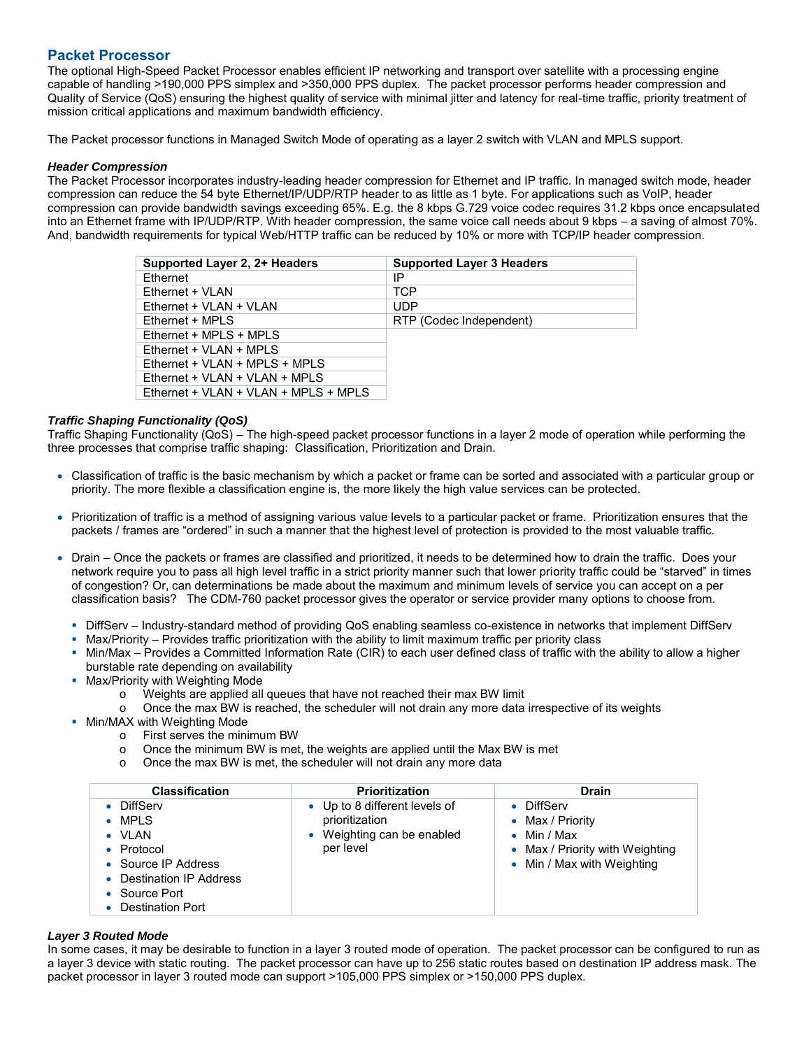## Packet Processor

The optional High-Speed Packet Processor enables efficient IP networking and transport over satellite with a processing engine capable of handling >190,000 PPS simplex and >350,000 PPS duplex. The packet processor performs header compression and Quality of Service (QoS) ensuring the highest quality of service with minimal jitter and latency for real-time traffic, priority treatment of mission critical applications and maximum bandwidth efficiency.

The Packet processor functions in Managed Switch Mode of operating as a layer 2 switch with VLAN and MPLS support.

### *Header Compression*

The Packet Processor incorporates industry-leading header compression for Ethernet and IP traffic. In managed switch mode, header compression can reduce the 54 byte Ethernet/IP/UDP/RTP header to as little as 1 byte. For applications such as VoIP, header compression can provide bandwidth savings exceeding 65%. E.g. the 8 kbps G.729 voice codec requires 31.2 kbps once encapsulated into an Ethernet frame with IP/UDP/RTP. With header compression, the same voice call needs about 9 kbps – a saving of almost 70%. And, bandwidth requirements for typical Web/HTTP traffic can be reduced by 10% or more with TCP/IP header compression.

| Supported Layer 2, 2+ Headers | Supported Layer 3 Headers |
|---|---|
| Ethernet | IP |
| Ethernet + VLAN | TCP |
| Ethernet + VLAN + VLAN | UDP |
| Ethernet + MPLS | RTP (Codec Independent) |
| Ethernet + MPLS + MPLS | |
| Ethernet + VLAN + MPLS | |
| Ethernet + VLAN + MPLS + MPLS | |
| Ethernet + VLAN + VLAN + MPLS | |
| Ethernet + VLAN + VLAN + MPLS + MPLS | |

### *Traffic Shaping Functionality (QoS)*

Traffic Shaping Functionality (QoS) – The high-speed packet processor functions in a layer 2 mode of operation while performing the three processes that comprise traffic shaping: Classification, Prioritization and Drain.

- Classification of traffic is the basic mechanism by which a packet or frame can be sorted and associated with a particular group or priority. The more flexible a classification engine is, the more likely the high value services can be protected.

- Prioritization of traffic is a method of assigning various value levels to a particular packet or frame. Prioritization ensures that the packets / frames are "ordered" in such a manner that the highest level of protection is provided to the most valuable traffic.

- Drain – Once the packets or frames are classified and prioritized, it needs to be determined how to drain the traffic. Does your network require you to pass all high level traffic in a strict priority manner such that lower priority traffic could be "starved" in times of congestion? Or, can determinations be made about the maximum and minimum levels of service you can accept on a per classification basis? The CDM-760 packet processor gives the operator or service provider many options to choose from.

  - DiffServ – Industry-standard method of providing QoS enabling seamless co-existence in networks that implement DiffServ
  - Max/Priority – Provides traffic prioritization with the ability to limit maximum traffic per priority class
  - Min/Max – Provides a Committed Information Rate (CIR) to each user defined class of traffic with the ability to allow a higher burstable rate depending on availability
  - Max/Priority with Weighting Mode
    - Weights are applied all queues that have not reached their max BW limit
    - Once the max BW is reached, the scheduler will not drain any more data irrespective of its weights
  - Min/MAX with Weighting Mode
    - First serves the minimum BW
    - Once the minimum BW is met, the weights are applied until the Max BW is met
    - Once the max BW is met, the scheduler will not drain any more data

| Classification | Prioritization | Drain |
|---|---|---|
| • DiffServ<br>• MPLS<br>• VLAN<br>• Protocol<br>• Source IP Address<br>• Destination IP Address<br>• Source Port<br>• Destination Port | • Up to 8 different levels of prioritization<br>• Weighting can be enabled per level | • DiffServ<br>• Max / Priority<br>• Min / Max<br>• Max / Priority with Weighting<br>• Min / Max with Weighting |

### *Layer 3 Routed Mode*

In some cases, it may be desirable to function in a layer 3 routed mode of operation. The packet processor can be configured to run as a layer 3 device with static routing. The packet processor can have up to 256 static routes based on destination IP address mask. The packet processor in layer 3 routed mode can support >105,000 PPS simplex or >150,000 PPS duplex.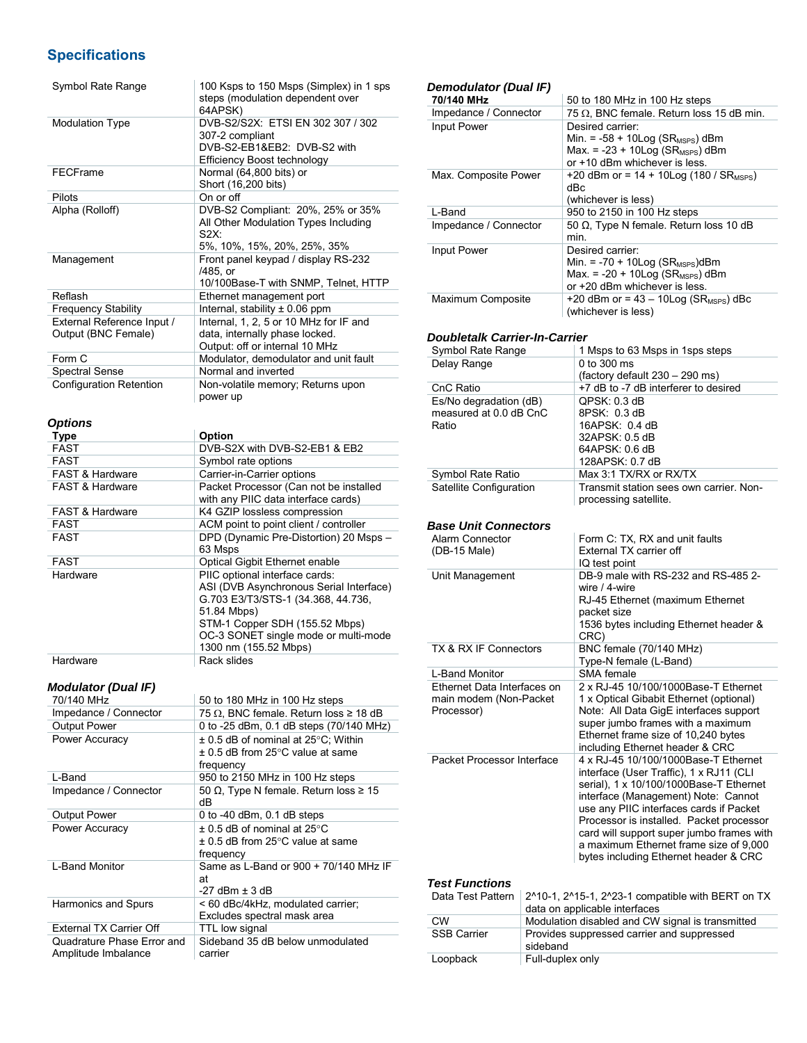## Specifications

| | |
|---|---|
| Symbol Rate Range | 100 Ksps to 150 Msps (Simplex) in 1 sps steps (modulation dependent over 64APSK) |
| Modulation Type | DVB-S2/S2X: ETSI EN 302 307 / 302 307-2 compliant<br>DVB-S2-EB1&EB2: DVB-S2 with Efficiency Boost technology |
| FECFrame | Normal (64,800 bits) or<br>Short (16,200 bits) |
| Pilots | On or off |
| Alpha (Rolloff) | DVB-S2 Compliant: 20%, 25% or 35%<br>All Other Modulation Types Including S2X:<br>5%, 10%, 15%, 20%, 25%, 35% |
| Management | Front panel keypad / display RS-232 /485, or<br>10/100Base-T with SNMP, Telnet, HTTP |
| Reflash | Ethernet management port |
| Frequency Stability | Internal, stability ± 0.06 ppm |
| External Reference Input / Output (BNC Female) | Internal, 1, 2, 5 or 10 MHz for IF and data, internally phase locked.<br>Output: off or internal 10 MHz |
| Form C | Modulator, demodulator and unit fault |
| Spectral Sense | Normal and inverted |
| Configuration Retention | Non-volatile memory; Returns upon power up |

### Options

| Type | Option |
|---|---|
| FAST | DVB-S2X with DVB-S2-EB1 & EB2 |
| FAST | Symbol rate options |
| FAST & Hardware | Carrier-in-Carrier options |
| FAST & Hardware | Packet Processor (Can not be installed with any PIIC data interface cards) |
| FAST & Hardware | K4 GZIP lossless compression |
| FAST | ACM point to point client / controller |
| FAST | DPD (Dynamic Pre-Distortion) 20 Msps – 63 Msps |
| FAST | Optical Gigbit Ethernet enable |
| Hardware | PIIC optional interface cards:<br>ASI (DVB Asynchronous Serial Interface)<br>G.703 E3/T3/STS-1 (34.368, 44.736, 51.84 Mbps)<br>STM-1 Copper SDH (155.52 Mbps)<br>OC-3 SONET single mode or multi-mode 1300 nm (155.52 Mbps) |
| Hardware | Rack slides |

### Modulator (Dual IF)

| | |
|---|---|
| 70/140 MHz | 50 to 180 MHz in 100 Hz steps |
| Impedance / Connector | 75 Ω, BNC female. Return loss ≥ 18 dB |
| Output Power | 0 to -25 dBm, 0.1 dB steps (70/140 MHz) |
| Power Accuracy | ± 0.5 dB of nominal at 25°C; Within ± 0.5 dB from 25°C value at same frequency |
| L-Band | 950 to 2150 MHz in 100 Hz steps |
| Impedance / Connector | 50 Ω, Type N female. Return loss ≥ 15 dB |
| Output Power | 0 to -40 dBm, 0.1 dB steps |
| Power Accuracy | ± 0.5 dB of nominal at 25°C<br>± 0.5 dB from 25°C value at same frequency |
| L-Band Monitor | Same as L-Band or 900 + 70/140 MHz IF at<br>-27 dBm ± 3 dB |
| Harmonics and Spurs | < 60 dBc/4kHz, modulated carrier; Excludes spectral mask area |
| External TX Carrier Off | TTL low signal |
| Quadrature Phase Error and Amplitude Imbalance | Sideband 35 dB below unmodulated carrier |

### Demodulator (Dual IF)

| **70/140 MHz** | 50 to 180 MHz in 100 Hz steps |
|---|---|
| Impedance / Connector | 75 Ω, BNC female. Return loss 15 dB min. |
| Input Power | Desired carrier:<br>Min. = -58 + 10Log ($SR_{MSPS}$) dBm<br>Max. = -23 + 10Log ($SR_{MSPS}$) dBm<br>or +10 dBm whichever is less. |
| Max. Composite Power | +20 dBm or = 14 + 10Log (180 / $SR_{MSPS}$) dBc<br>(whichever is less) |
| L-Band | 950 to 2150 in 100 Hz steps |
| Impedance / Connector | 50 Ω, Type N female. Return loss 10 dB min. |
| Input Power | Desired carrier:<br>Min. = -70 + 10Log ($SR_{MSPS}$)dBm<br>Max. = -20 + 10Log ($SR_{MSPS}$) dBm<br>or +20 dBm whichever is less. |
| Maximum Composite | +20 dBm or = 43 – 10Log ($SR_{MSPS}$) dBc<br>(whichever is less) |

### Doubletalk Carrier-In-Carrier

| | |
|---|---|
| Symbol Rate Range | 1 Msps to 63 Msps in 1sps steps |
| Delay Range | 0 to 300 ms<br>(factory default 230 – 290 ms) |
| CnC Ratio | +7 dB to -7 dB interferer to desired |
| Es/No degradation (dB) measured at 0.0 dB CnC Ratio | QPSK: 0.3 dB<br>8PSK: 0.3 dB<br>16APSK: 0.4 dB<br>32APSK: 0.5 dB<br>64APSK: 0.6 dB<br>128APSK: 0.7 dB |
| Symbol Rate Ratio | Max 3:1 TX/RX or RX/TX |
| Satellite Configuration | Transmit station sees own carrier. Non-processing satellite. |

### Base Unit Connectors

| | |
|---|---|
| Alarm Connector (DB-15 Male) | Form C: TX, RX and unit faults<br>External TX carrier off<br>IQ test point |
| Unit Management | DB-9 male with RS-232 and RS-485 2-wire / 4-wire<br>RJ-45 Ethernet (maximum Ethernet packet size<br>1536 bytes including Ethernet header & CRC) |
| TX & RX IF Connectors | BNC female (70/140 MHz)<br>Type-N female (L-Band) |
| L-Band Monitor | SMA female |
| Ethernet Data Interfaces on main modem (Non-Packet Processor) | 2 x RJ-45 10/100/1000Base-T Ethernet<br>1 x Optical Gibabit Ethernet (optional)<br>Note: All Data GigE interfaces support super jumbo frames with a maximum Ethernet frame size of 10,240 bytes including Ethernet header & CRC |
| Packet Processor Interface | 4 x RJ-45 10/100/1000Base-T Ethernet interface (User Traffic), 1 x RJ11 (CLI serial), 1 x 10/100/1000Base-T Ethernet interface (Management) Note: Cannot use any PIIC interfaces cards if Packet Processor is installed. Packet processor card will support super jumbo frames with a maximum Ethernet frame size of 9,000 bytes including Ethernet header & CRC |

### Test Functions

| | |
|---|---|
| Data Test Pattern | 2^10-1, 2^15-1, 2^23-1 compatible with BERT on TX data on applicable interfaces |
| CW | Modulation disabled and CW signal is transmitted |
| SSB Carrier | Provides suppressed carrier and suppressed sideband |
| Loopback | Full-duplex only |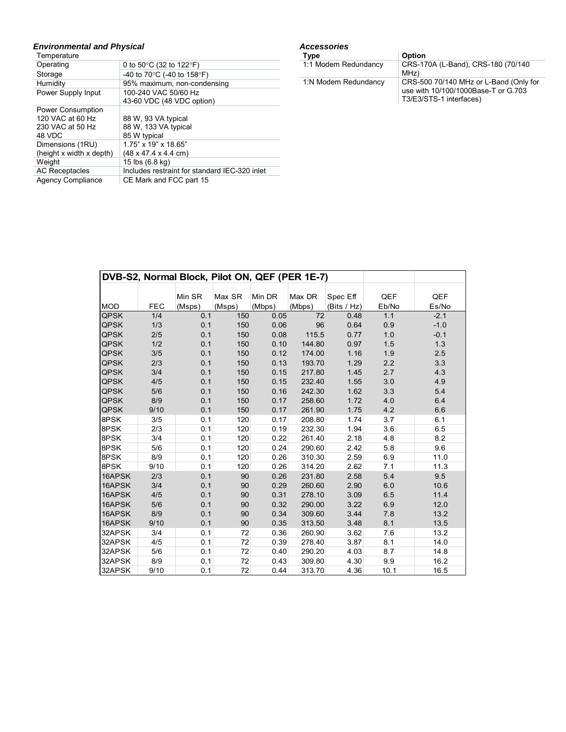### *Environmental and Physical*

| Temperature | |
|---|---|
| Operating | 0 to 50°C (32 to 122°F) |
| Storage | -40 to 70°C (-40 to 158°F) |
| Humidity | 95% maximum, non-condensing |
| Power Supply Input | 100-240 VAC 50/60 Hz<br>43-60 VDC (48 VDC option) |
| Power Consumption<br>120 VAC at 60 Hz<br>230 VAC at 50 Hz<br>48 VDC | <br>88 W, 93 VA typical<br>88 W, 133 VA typical<br>85 W typical |
| Dimensions (1RU)<br>(height x width x depth) | 1.75" x 19" x 18.65"<br>(48 x 47.4 x 4.4 cm) |
| Weight | 15 lbs (6.8 kg) |
| AC Receptacles | Includes restraint for standard IEC-320 inlet |
| Agency Compliance | CE Mark and FCC part 15 |

### *Accessories*

| Type | Option |
|---|---|
| 1:1 Modem Redundancy | CRS-170A (L-Band), CRS-180 (70/140 MHz) |
| 1:N Modem Redundancy | CRS-500 70/140 MHz or L-Band (Only for use with 10/100/1000Base-T or G.703 T3/E3/STS-1 interfaces) |

| DVB-S2, Normal Block, Pilot ON, QEF (PER 1E-7) | | | | | | | | |
|---|---|---|---|---|---|---|---|---|
| MOD | FEC | Min SR (Msps) | Max SR (Msps) | Min DR (Mbps) | Max DR (Mbps) | Spec Eff (Bits / Hz) | QEF Eb/No | QEF Es/No |
| QPSK | 1/4 | 0.1 | 150 | 0.05 | 72 | 0.48 | 1.1 | -2.1 |
| QPSK | 1/3 | 0.1 | 150 | 0.06 | 96 | 0.64 | 0.9 | -1.0 |
| QPSK | 2/5 | 0.1 | 150 | 0.08 | 115.5 | 0.77 | 1.0 | -0.1 |
| QPSK | 1/2 | 0.1 | 150 | 0.10 | 144.80 | 0.97 | 1.5 | 1.3 |
| QPSK | 3/5 | 0.1 | 150 | 0.12 | 174.00 | 1.16 | 1.9 | 2.5 |
| QPSK | 2/3 | 0.1 | 150 | 0.13 | 193.70 | 1.29 | 2.2 | 3.3 |
| QPSK | 3/4 | 0.1 | 150 | 0.15 | 217.80 | 1.45 | 2.7 | 4.3 |
| QPSK | 4/5 | 0.1 | 150 | 0.15 | 232.40 | 1.55 | 3.0 | 4.9 |
| QPSK | 5/6 | 0.1 | 150 | 0.16 | 242.30 | 1.62 | 3.3 | 5.4 |
| QPSK | 8/9 | 0.1 | 150 | 0.17 | 258.60 | 1.72 | 4.0 | 6.4 |
| QPSK | 9/10 | 0.1 | 150 | 0.17 | 261.90 | 1.75 | 4.2 | 6.6 |
| 8PSK | 3/5 | 0.1 | 120 | 0.17 | 208.80 | 1.74 | 3.7 | 6.1 |
| 8PSK | 2/3 | 0.1 | 120 | 0.19 | 232.30 | 1.94 | 3.6 | 6.5 |
| 8PSK | 3/4 | 0.1 | 120 | 0.22 | 261.40 | 2.18 | 4.8 | 8.2 |
| 8PSK | 5/6 | 0.1 | 120 | 0.24 | 290.60 | 2.42 | 5.8 | 9.6 |
| 8PSK | 8/9 | 0.1 | 120 | 0.26 | 310.30 | 2.59 | 6.9 | 11.0 |
| 8PSK | 9/10 | 0.1 | 120 | 0.26 | 314.20 | 2.62 | 7.1 | 11.3 |
| 16APSK | 2/3 | 0.1 | 90 | 0.26 | 231.80 | 2.58 | 5.4 | 9.5 |
| 16APSK | 3/4 | 0.1 | 90 | 0.29 | 260.60 | 2.90 | 6.0 | 10.6 |
| 16APSK | 4/5 | 0.1 | 90 | 0.31 | 278.10 | 3.09 | 6.5 | 11.4 |
| 16APSK | 5/6 | 0.1 | 90 | 0.32 | 290.00 | 3.22 | 6.9 | 12.0 |
| 16APSK | 8/9 | 0.1 | 90 | 0.34 | 309.60 | 3.44 | 7.8 | 13.2 |
| 16APSK | 9/10 | 0.1 | 90 | 0.35 | 313.50 | 3.48 | 8.1 | 13.5 |
| 32APSK | 3/4 | 0.1 | 72 | 0.36 | 260.90 | 3.62 | 7.6 | 13.2 |
| 32APSK | 4/5 | 0.1 | 72 | 0.39 | 278.40 | 3.87 | 8.1 | 14.0 |
| 32APSK | 5/6 | 0.1 | 72 | 0.40 | 290.20 | 4.03 | 8.7 | 14.8 |
| 32APSK | 8/9 | 0.1 | 72 | 0.43 | 309.80 | 4.30 | 9.9 | 16.2 |
| 32APSK | 9/10 | 0.1 | 72 | 0.44 | 313.70 | 4.36 | 10.1 | 16.5 |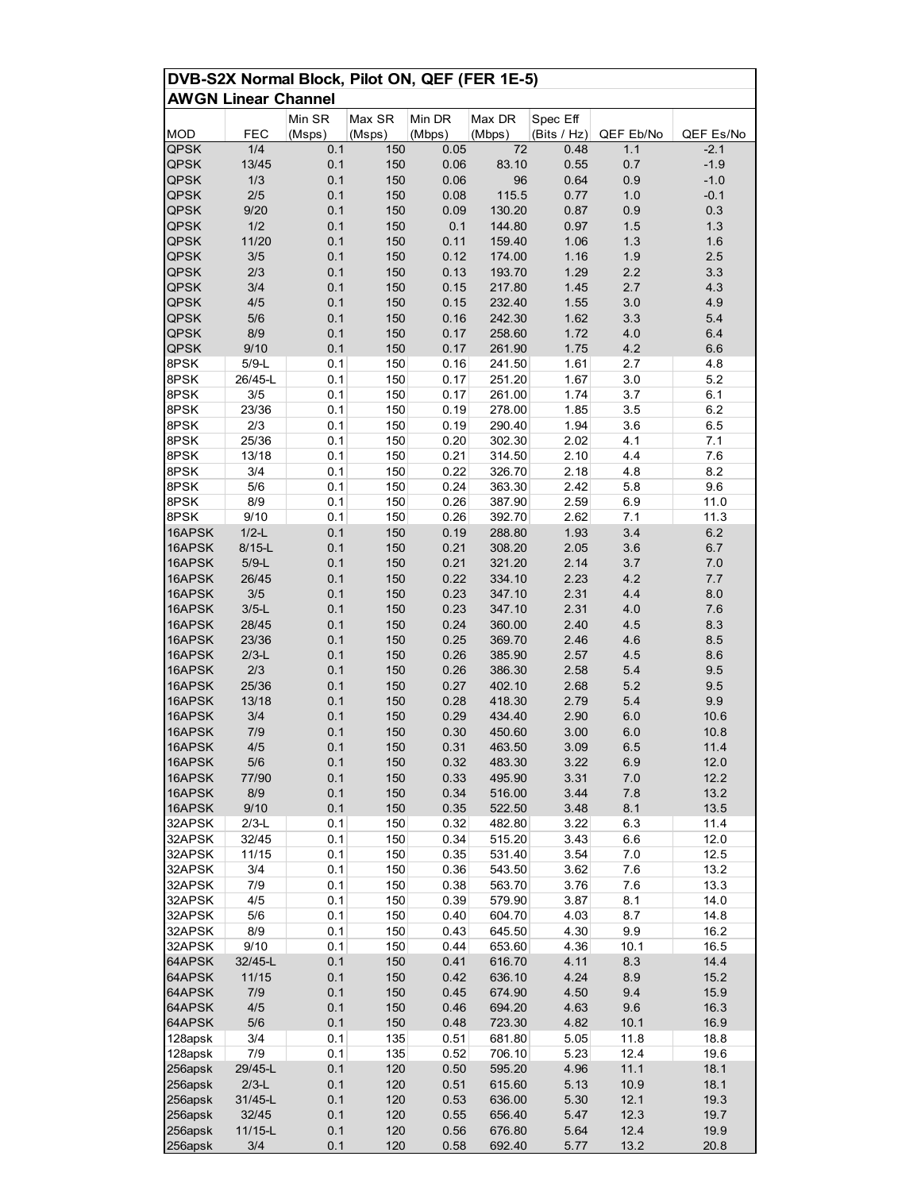## DVB-S2X Normal Block, Pilot ON, QEF (FER 1E-5)

### AWGN Linear Channel

| MOD | FEC | Min SR (Msps) | Max SR (Msps) | Min DR (Mbps) | Max DR (Mbps) | Spec Eff (Bits / Hz) | QEF Eb/No | QEF Es/No |
|---|---|---|---|---|---|---|---|---|
| QPSK | 1/4 | 0.1 | 150 | 0.05 | 72 | 0.48 | 1.1 | -2.1 |
| QPSK | 13/45 | 0.1 | 150 | 0.06 | 83.10 | 0.55 | 0.7 | -1.9 |
| QPSK | 1/3 | 0.1 | 150 | 0.06 | 96 | 0.64 | 0.9 | -1.0 |
| QPSK | 2/5 | 0.1 | 150 | 0.08 | 115.5 | 0.77 | 1.0 | -0.1 |
| QPSK | 9/20 | 0.1 | 150 | 0.09 | 130.20 | 0.87 | 0.9 | 0.3 |
| QPSK | 1/2 | 0.1 | 150 | 0.1 | 144.80 | 0.97 | 1.5 | 1.3 |
| QPSK | 11/20 | 0.1 | 150 | 0.11 | 159.40 | 1.06 | 1.3 | 1.6 |
| QPSK | 3/5 | 0.1 | 150 | 0.12 | 174.00 | 1.16 | 1.9 | 2.5 |
| QPSK | 2/3 | 0.1 | 150 | 0.13 | 193.70 | 1.29 | 2.2 | 3.3 |
| QPSK | 3/4 | 0.1 | 150 | 0.15 | 217.80 | 1.45 | 2.7 | 4.3 |
| QPSK | 4/5 | 0.1 | 150 | 0.15 | 232.40 | 1.55 | 3.0 | 4.9 |
| QPSK | 5/6 | 0.1 | 150 | 0.16 | 242.30 | 1.62 | 3.3 | 5.4 |
| QPSK | 8/9 | 0.1 | 150 | 0.17 | 258.60 | 1.72 | 4.0 | 6.4 |
| QPSK | 9/10 | 0.1 | 150 | 0.17 | 261.90 | 1.75 | 4.2 | 6.6 |
| 8PSK | 5/9-L | 0.1 | 150 | 0.16 | 241.50 | 1.61 | 2.7 | 4.8 |
| 8PSK | 26/45-L | 0.1 | 150 | 0.17 | 251.20 | 1.67 | 3.0 | 5.2 |
| 8PSK | 3/5 | 0.1 | 150 | 0.17 | 261.00 | 1.74 | 3.7 | 6.1 |
| 8PSK | 23/36 | 0.1 | 150 | 0.19 | 278.00 | 1.85 | 3.5 | 6.2 |
| 8PSK | 2/3 | 0.1 | 150 | 0.19 | 290.40 | 1.94 | 3.6 | 6.5 |
| 8PSK | 25/36 | 0.1 | 150 | 0.20 | 302.30 | 2.02 | 4.1 | 7.1 |
| 8PSK | 13/18 | 0.1 | 150 | 0.21 | 314.50 | 2.10 | 4.4 | 7.6 |
| 8PSK | 3/4 | 0.1 | 150 | 0.22 | 326.70 | 2.18 | 4.8 | 8.2 |
| 8PSK | 5/6 | 0.1 | 150 | 0.24 | 363.30 | 2.42 | 5.8 | 9.6 |
| 8PSK | 8/9 | 0.1 | 150 | 0.26 | 387.90 | 2.59 | 6.9 | 11.0 |
| 8PSK | 9/10 | 0.1 | 150 | 0.26 | 392.70 | 2.62 | 7.1 | 11.3 |
| 16APSK | 1/2-L | 0.1 | 150 | 0.19 | 288.80 | 1.93 | 3.4 | 6.2 |
| 16APSK | 8/15-L | 0.1 | 150 | 0.21 | 308.20 | 2.05 | 3.6 | 6.7 |
| 16APSK | 5/9-L | 0.1 | 150 | 0.21 | 321.20 | 2.14 | 3.7 | 7.0 |
| 16APSK | 26/45 | 0.1 | 150 | 0.22 | 334.10 | 2.23 | 4.2 | 7.7 |
| 16APSK | 3/5 | 0.1 | 150 | 0.23 | 347.10 | 2.31 | 4.4 | 8.0 |
| 16APSK | 3/5-L | 0.1 | 150 | 0.23 | 347.10 | 2.31 | 4.0 | 7.6 |
| 16APSK | 28/45 | 0.1 | 150 | 0.24 | 360.00 | 2.40 | 4.5 | 8.3 |
| 16APSK | 23/36 | 0.1 | 150 | 0.25 | 369.70 | 2.46 | 4.6 | 8.5 |
| 16APSK | 2/3-L | 0.1 | 150 | 0.26 | 385.90 | 2.57 | 4.5 | 8.6 |
| 16APSK | 2/3 | 0.1 | 150 | 0.26 | 386.30 | 2.58 | 5.4 | 9.5 |
| 16APSK | 25/36 | 0.1 | 150 | 0.27 | 402.10 | 2.68 | 5.2 | 9.5 |
| 16APSK | 13/18 | 0.1 | 150 | 0.28 | 418.30 | 2.79 | 5.4 | 9.9 |
| 16APSK | 3/4 | 0.1 | 150 | 0.29 | 434.40 | 2.90 | 6.0 | 10.6 |
| 16APSK | 7/9 | 0.1 | 150 | 0.30 | 450.60 | 3.00 | 6.0 | 10.8 |
| 16APSK | 4/5 | 0.1 | 150 | 0.31 | 463.50 | 3.09 | 6.5 | 11.4 |
| 16APSK | 5/6 | 0.1 | 150 | 0.32 | 483.30 | 3.22 | 6.9 | 12.0 |
| 16APSK | 77/90 | 0.1 | 150 | 0.33 | 495.90 | 3.31 | 7.0 | 12.2 |
| 16APSK | 8/9 | 0.1 | 150 | 0.34 | 516.00 | 3.44 | 7.8 | 13.2 |
| 16APSK | 9/10 | 0.1 | 150 | 0.35 | 522.50 | 3.48 | 8.1 | 13.5 |
| 32APSK | 2/3-L | 0.1 | 150 | 0.32 | 482.80 | 3.22 | 6.3 | 11.4 |
| 32APSK | 32/45 | 0.1 | 150 | 0.34 | 515.20 | 3.43 | 6.6 | 12.0 |
| 32APSK | 11/15 | 0.1 | 150 | 0.35 | 531.40 | 3.54 | 7.0 | 12.5 |
| 32APSK | 3/4 | 0.1 | 150 | 0.36 | 543.50 | 3.62 | 7.6 | 13.2 |
| 32APSK | 7/9 | 0.1 | 150 | 0.38 | 563.70 | 3.76 | 7.6 | 13.3 |
| 32APSK | 4/5 | 0.1 | 150 | 0.39 | 579.90 | 3.87 | 8.1 | 14.0 |
| 32APSK | 5/6 | 0.1 | 150 | 0.40 | 604.70 | 4.03 | 8.7 | 14.8 |
| 32APSK | 8/9 | 0.1 | 150 | 0.43 | 645.50 | 4.30 | 9.9 | 16.2 |
| 32APSK | 9/10 | 0.1 | 150 | 0.44 | 653.60 | 4.36 | 10.1 | 16.5 |
| 64APSK | 32/45-L | 0.1 | 150 | 0.41 | 616.70 | 4.11 | 8.3 | 14.4 |
| 64APSK | 11/15 | 0.1 | 150 | 0.42 | 636.10 | 4.24 | 8.9 | 15.2 |
| 64APSK | 7/9 | 0.1 | 150 | 0.45 | 674.90 | 4.50 | 9.4 | 15.9 |
| 64APSK | 4/5 | 0.1 | 150 | 0.46 | 694.20 | 4.63 | 9.6 | 16.3 |
| 64APSK | 5/6 | 0.1 | 150 | 0.48 | 723.30 | 4.82 | 10.1 | 16.9 |
| 128apsk | 3/4 | 0.1 | 135 | 0.51 | 681.80 | 5.05 | 11.8 | 18.8 |
| 128apsk | 7/9 | 0.1 | 135 | 0.52 | 706.10 | 5.23 | 12.4 | 19.6 |
| 256apsk | 29/45-L | 0.1 | 120 | 0.50 | 595.20 | 4.96 | 11.1 | 18.1 |
| 256apsk | 2/3-L | 0.1 | 120 | 0.51 | 615.60 | 5.13 | 10.9 | 18.1 |
| 256apsk | 31/45-L | 0.1 | 120 | 0.53 | 636.00 | 5.30 | 12.1 | 19.3 |
| 256apsk | 32/45 | 0.1 | 120 | 0.55 | 656.40 | 5.47 | 12.3 | 19.7 |
| 256apsk | 11/15-L | 0.1 | 120 | 0.56 | 676.80 | 5.64 | 12.4 | 19.9 |
| 256apsk | 3/4 | 0.1 | 120 | 0.58 | 692.40 | 5.77 | 13.2 | 20.8 |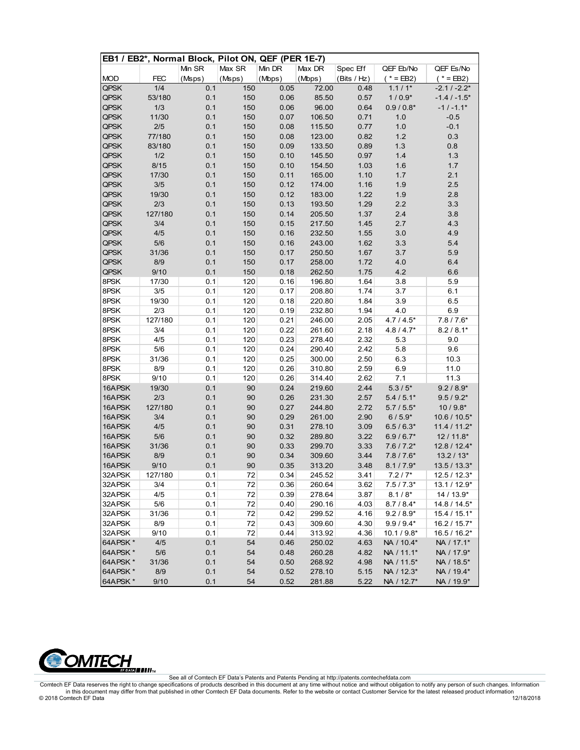| EB1 / EB2*, Normal Block, Pilot ON, QEF (PER 1E-7) | | | | | | | | |
|---|---|---|---|---|---|---|---|---|
| | | Min SR | Max SR | Min DR | Max DR | Spec Eff | QEF Eb/No | QEF Es/No |
| MOD | FEC | (Msps) | (Msps) | (Mbps) | (Mbps) | (Bits / Hz) | ( * = EB2) | ( * = EB2) |
| QPSK | 1/4 | 0.1 | 150 | 0.05 | 72.00 | 0.48 | 1.1 / 1* | -2.1 / -2.2* |
| QPSK | 53/180 | 0.1 | 150 | 0.06 | 85.50 | 0.57 | 1 / 0.9* | -1.4 / -1.5* |
| QPSK | 1/3 | 0.1 | 150 | 0.06 | 96.00 | 0.64 | 0.9 / 0.8* | -1 / -1.1* |
| QPSK | 11/30 | 0.1 | 150 | 0.07 | 106.50 | 0.71 | 1.0 | -0.5 |
| QPSK | 2/5 | 0.1 | 150 | 0.08 | 115.50 | 0.77 | 1.0 | -0.1 |
| QPSK | 77/180 | 0.1 | 150 | 0.08 | 123.00 | 0.82 | 1.2 | 0.3 |
| QPSK | 83/180 | 0.1 | 150 | 0.09 | 133.50 | 0.89 | 1.3 | 0.8 |
| QPSK | 1/2 | 0.1 | 150 | 0.10 | 145.50 | 0.97 | 1.4 | 1.3 |
| QPSK | 8/15 | 0.1 | 150 | 0.10 | 154.50 | 1.03 | 1.6 | 1.7 |
| QPSK | 17/30 | 0.1 | 150 | 0.11 | 165.00 | 1.10 | 1.7 | 2.1 |
| QPSK | 3/5 | 0.1 | 150 | 0.12 | 174.00 | 1.16 | 1.9 | 2.5 |
| QPSK | 19/30 | 0.1 | 150 | 0.12 | 183.00 | 1.22 | 1.9 | 2.8 |
| QPSK | 2/3 | 0.1 | 150 | 0.13 | 193.50 | 1.29 | 2.2 | 3.3 |
| QPSK | 127/180 | 0.1 | 150 | 0.14 | 205.50 | 1.37 | 2.4 | 3.8 |
| QPSK | 3/4 | 0.1 | 150 | 0.15 | 217.50 | 1.45 | 2.7 | 4.3 |
| QPSK | 4/5 | 0.1 | 150 | 0.16 | 232.50 | 1.55 | 3.0 | 4.9 |
| QPSK | 5/6 | 0.1 | 150 | 0.16 | 243.00 | 1.62 | 3.3 | 5.4 |
| QPSK | 31/36 | 0.1 | 150 | 0.17 | 250.50 | 1.67 | 3.7 | 5.9 |
| QPSK | 8/9 | 0.1 | 150 | 0.17 | 258.00 | 1.72 | 4.0 | 6.4 |
| QPSK | 9/10 | 0.1 | 150 | 0.18 | 262.50 | 1.75 | 4.2 | 6.6 |
| 8PSK | 17/30 | 0.1 | 120 | 0.16 | 196.80 | 1.64 | 3.8 | 5.9 |
| 8PSK | 3/5 | 0.1 | 120 | 0.17 | 208.80 | 1.74 | 3.7 | 6.1 |
| 8PSK | 19/30 | 0.1 | 120 | 0.18 | 220.80 | 1.84 | 3.9 | 6.5 |
| 8PSK | 2/3 | 0.1 | 120 | 0.19 | 232.80 | 1.94 | 4.0 | 6.9 |
| 8PSK | 127/180 | 0.1 | 120 | 0.21 | 246.00 | 2.05 | 4.7 / 4.5* | 7.8 / 7.6* |
| 8PSK | 3/4 | 0.1 | 120 | 0.22 | 261.60 | 2.18 | 4.8 / 4.7* | 8.2 / 8.1* |
| 8PSK | 4/5 | 0.1 | 120 | 0.23 | 278.40 | 2.32 | 5.3 | 9.0 |
| 8PSK | 5/6 | 0.1 | 120 | 0.24 | 290.40 | 2.42 | 5.8 | 9.6 |
| 8PSK | 31/36 | 0.1 | 120 | 0.25 | 300.00 | 2.50 | 6.3 | 10.3 |
| 8PSK | 8/9 | 0.1 | 120 | 0.26 | 310.80 | 2.59 | 6.9 | 11.0 |
| 8PSK | 9/10 | 0.1 | 120 | 0.26 | 314.40 | 2.62 | 7.1 | 11.3 |
| 16APSK | 19/30 | 0.1 | 90 | 0.24 | 219.60 | 2.44 | 5.3 / 5* | 9.2 / 8.9* |
| 16APSK | 2/3 | 0.1 | 90 | 0.26 | 231.30 | 2.57 | 5.4 / 5.1* | 9.5 / 9.2* |
| 16APSK | 127/180 | 0.1 | 90 | 0.27 | 244.80 | 2.72 | 5.7 / 5.5* | 10 / 9.8* |
| 16APSK | 3/4 | 0.1 | 90 | 0.29 | 261.00 | 2.90 | 6 / 5.9* | 10.6 / 10.5* |
| 16APSK | 4/5 | 0.1 | 90 | 0.31 | 278.10 | 3.09 | 6.5 / 6.3* | 11.4 / 11.2* |
| 16APSK | 5/6 | 0.1 | 90 | 0.32 | 289.80 | 3.22 | 6.9 / 6.7* | 12 / 11.8* |
| 16APSK | 31/36 | 0.1 | 90 | 0.33 | 299.70 | 3.33 | 7.6 / 7.2* | 12.8 / 12.4* |
| 16APSK | 8/9 | 0.1 | 90 | 0.34 | 309.60 | 3.44 | 7.8 / 7.6* | 13.2 / 13* |
| 16APSK | 9/10 | 0.1 | 90 | 0.35 | 313.20 | 3.48 | 8.1 / 7.9* | 13.5 / 13.3* |
| 32APSK | 127/180 | 0.1 | 72 | 0.34 | 245.52 | 3.41 | 7.2 / 7* | 12.5 / 12.3* |
| 32APSK | 3/4 | 0.1 | 72 | 0.36 | 260.64 | 3.62 | 7.5 / 7.3* | 13.1 / 12.9* |
| 32APSK | 4/5 | 0.1 | 72 | 0.39 | 278.64 | 3.87 | 8.1 / 8* | 14 / 13.9* |
| 32APSK | 5/6 | 0.1 | 72 | 0.40 | 290.16 | 4.03 | 8.7 / 8.4* | 14.8 / 14.5* |
| 32APSK | 31/36 | 0.1 | 72 | 0.42 | 299.52 | 4.16 | 9.2 / 8.9* | 15.4 / 15.1* |
| 32APSK | 8/9 | 0.1 | 72 | 0.43 | 309.60 | 4.30 | 9.9 / 9.4* | 16.2 / 15.7* |
| 32APSK | 9/10 | 0.1 | 72 | 0.44 | 313.92 | 4.36 | 10.1 / 9.8* | 16.5 / 16.2* |
| 64APSK * | 4/5 | 0.1 | 54 | 0.46 | 250.02 | 4.63 | NA / 10.4* | NA / 17.1* |
| 64APSK * | 5/6 | 0.1 | 54 | 0.48 | 260.28 | 4.82 | NA / 11.1* | NA / 17.9* |
| 64APSK * | 31/36 | 0.1 | 54 | 0.50 | 268.92 | 4.98 | NA / 11.5* | NA / 18.5* |
| 64APSK * | 8/9 | 0.1 | 54 | 0.52 | 278.10 | 5.15 | NA / 12.3* | NA / 19.4* |
| 64APSK * | 9/10 | 0.1 | 54 | 0.52 | 281.88 | 5.22 | NA / 12.7* | NA / 19.9* |

See all of Comtech EF Data's Patents and Patents Pending at http://patents.comtechefdata.com

Comtech EF Data reserves the right to change specifications of products described in this document at any time without notice and without obligation to notify any person of such changes. Information in this document may differ from that published in other Comtech EF Data documents. Refer to the website or contact Customer Service for the latest released product information

© 2018 Comtech EF Data 12/18/2018